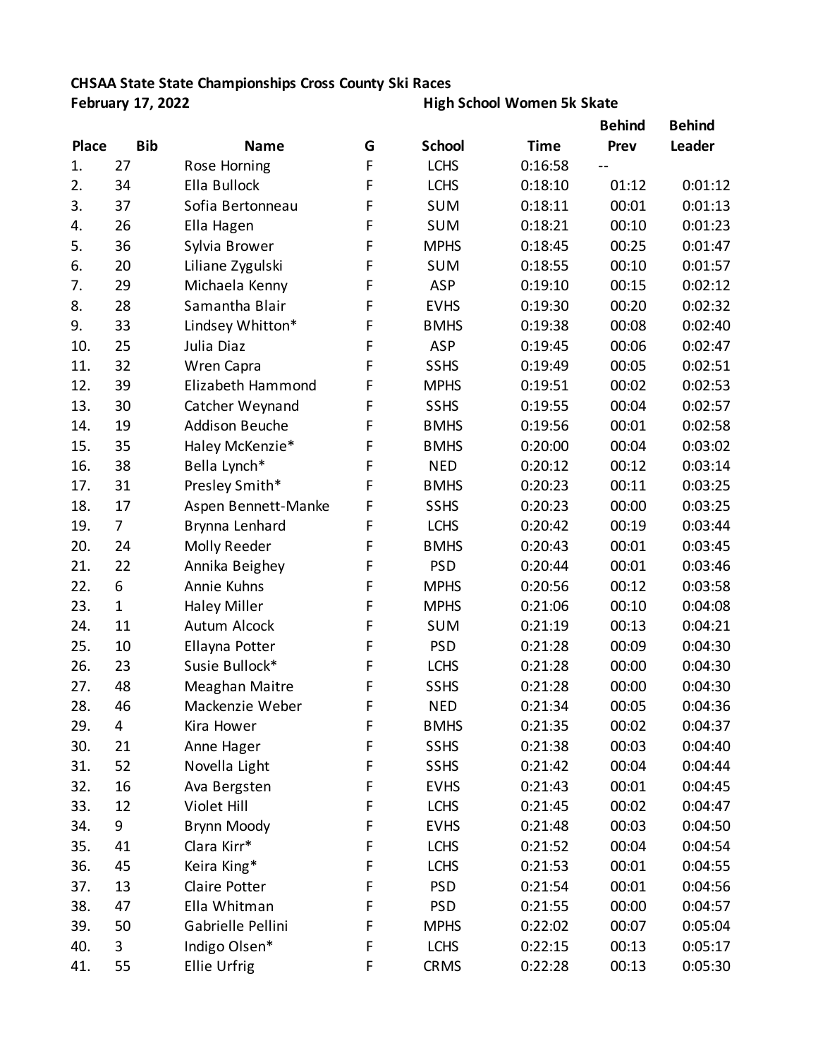**CHSAA State State Championships Cross County Ski Races**

**February 17, 2022** **High School Women 5k Skate**

| Place | Bib | Name | G | School | Time | Behind Prev | Behind Leader |
|---|---|---|---|---|---|---|---|
| 1. | 27 | Rose Horning | F | LCHS | 0:16:58 | -- | |
| 2. | 34 | Ella Bullock | F | LCHS | 0:18:10 | 01:12 | 0:01:12 |
| 3. | 37 | Sofia Bertonneau | F | SUM | 0:18:11 | 00:01 | 0:01:13 |
| 4. | 26 | Ella Hagen | F | SUM | 0:18:21 | 00:10 | 0:01:23 |
| 5. | 36 | Sylvia Brower | F | MPHS | 0:18:45 | 00:25 | 0:01:47 |
| 6. | 20 | Liliane Zygulski | F | SUM | 0:18:55 | 00:10 | 0:01:57 |
| 7. | 29 | Michaela Kenny | F | ASP | 0:19:10 | 00:15 | 0:02:12 |
| 8. | 28 | Samantha Blair | F | EVHS | 0:19:30 | 00:20 | 0:02:32 |
| 9. | 33 | Lindsey Whitton* | F | BMHS | 0:19:38 | 00:08 | 0:02:40 |
| 10. | 25 | Julia Diaz | F | ASP | 0:19:45 | 00:06 | 0:02:47 |
| 11. | 32 | Wren Capra | F | SSHS | 0:19:49 | 00:05 | 0:02:51 |
| 12. | 39 | Elizabeth Hammond | F | MPHS | 0:19:51 | 00:02 | 0:02:53 |
| 13. | 30 | Catcher Weynand | F | SSHS | 0:19:55 | 00:04 | 0:02:57 |
| 14. | 19 | Addison Beuche | F | BMHS | 0:19:56 | 00:01 | 0:02:58 |
| 15. | 35 | Haley McKenzie* | F | BMHS | 0:20:00 | 00:04 | 0:03:02 |
| 16. | 38 | Bella Lynch* | F | NED | 0:20:12 | 00:12 | 0:03:14 |
| 17. | 31 | Presley Smith* | F | BMHS | 0:20:23 | 00:11 | 0:03:25 |
| 18. | 17 | Aspen Bennett-Manke | F | SSHS | 0:20:23 | 00:00 | 0:03:25 |
| 19. | 7 | Brynna Lenhard | F | LCHS | 0:20:42 | 00:19 | 0:03:44 |
| 20. | 24 | Molly Reeder | F | BMHS | 0:20:43 | 00:01 | 0:03:45 |
| 21. | 22 | Annika Beighey | F | PSD | 0:20:44 | 00:01 | 0:03:46 |
| 22. | 6 | Annie Kuhns | F | MPHS | 0:20:56 | 00:12 | 0:03:58 |
| 23. | 1 | Haley Miller | F | MPHS | 0:21:06 | 00:10 | 0:04:08 |
| 24. | 11 | Autum Alcock | F | SUM | 0:21:19 | 00:13 | 0:04:21 |
| 25. | 10 | Ellayna Potter | F | PSD | 0:21:28 | 00:09 | 0:04:30 |
| 26. | 23 | Susie Bullock* | F | LCHS | 0:21:28 | 00:00 | 0:04:30 |
| 27. | 48 | Meaghan Maitre | F | SSHS | 0:21:28 | 00:00 | 0:04:30 |
| 28. | 46 | Mackenzie Weber | F | NED | 0:21:34 | 00:05 | 0:04:36 |
| 29. | 4 | Kira Hower | F | BMHS | 0:21:35 | 00:02 | 0:04:37 |
| 30. | 21 | Anne Hager | F | SSHS | 0:21:38 | 00:03 | 0:04:40 |
| 31. | 52 | Novella Light | F | SSHS | 0:21:42 | 00:04 | 0:04:44 |
| 32. | 16 | Ava Bergsten | F | EVHS | 0:21:43 | 00:01 | 0:04:45 |
| 33. | 12 | Violet Hill | F | LCHS | 0:21:45 | 00:02 | 0:04:47 |
| 34. | 9 | Brynn Moody | F | EVHS | 0:21:48 | 00:03 | 0:04:50 |
| 35. | 41 | Clara Kirr* | F | LCHS | 0:21:52 | 00:04 | 0:04:54 |
| 36. | 45 | Keira King* | F | LCHS | 0:21:53 | 00:01 | 0:04:55 |
| 37. | 13 | Claire Potter | F | PSD | 0:21:54 | 00:01 | 0:04:56 |
| 38. | 47 | Ella Whitman | F | PSD | 0:21:55 | 00:00 | 0:04:57 |
| 39. | 50 | Gabrielle Pellini | F | MPHS | 0:22:02 | 00:07 | 0:05:04 |
| 40. | 3 | Indigo Olsen* | F | LCHS | 0:22:15 | 00:13 | 0:05:17 |
| 41. | 55 | Ellie Urfrig | F | CRMS | 0:22:28 | 00:13 | 0:05:30 |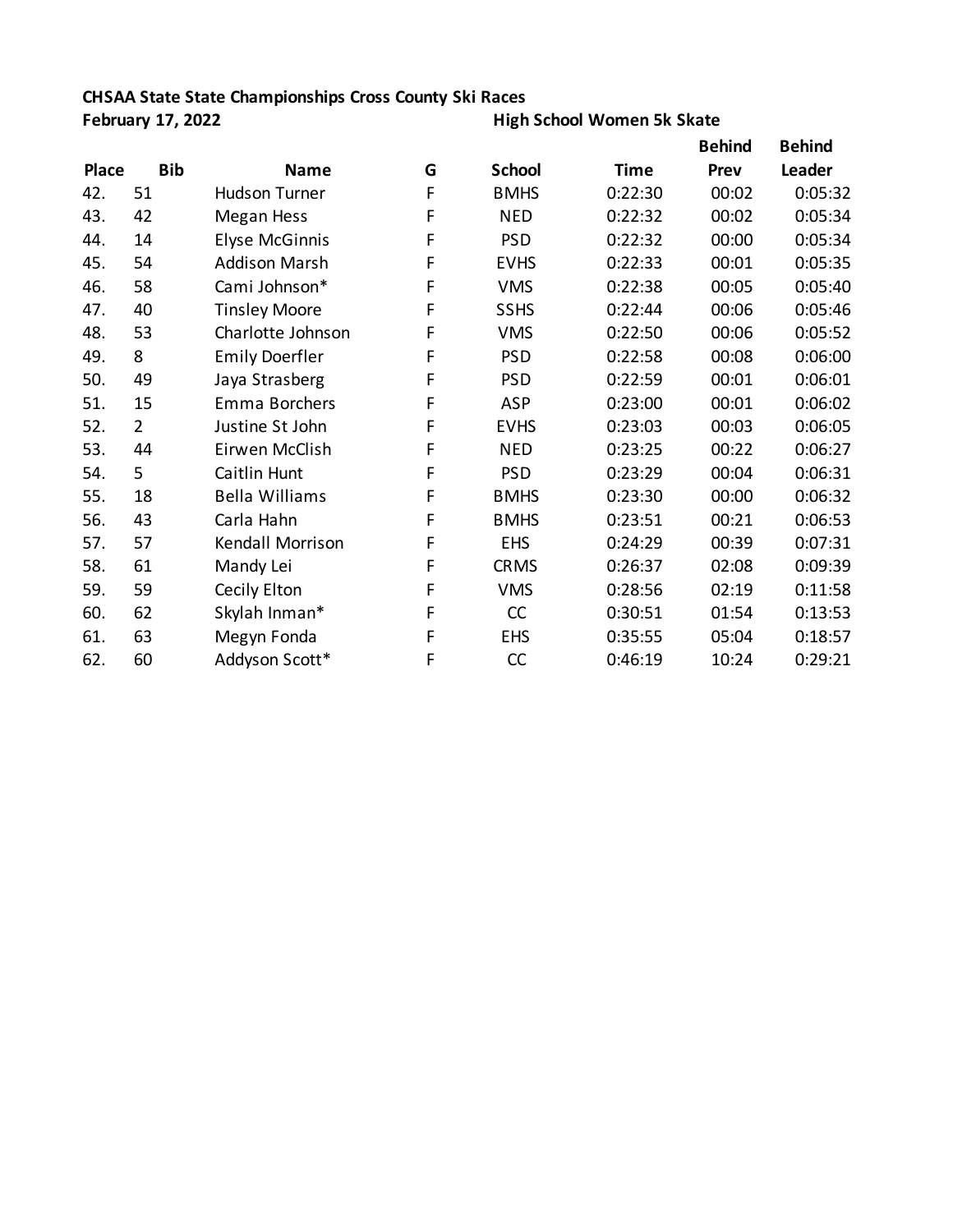**CHSAA State State Championships Cross County Ski Races**

**February 17, 2022** **High School Women 5k Skate**

| Place | Bib | Name | G | School | Time | Behind Prev | Behind Leader |
|---|---|---|---|---|---|---|---|
| 42. | 51 | Hudson Turner | F | BMHS | 0:22:30 | 00:02 | 0:05:32 |
| 43. | 42 | Megan Hess | F | NED | 0:22:32 | 00:02 | 0:05:34 |
| 44. | 14 | Elyse McGinnis | F | PSD | 0:22:32 | 00:00 | 0:05:34 |
| 45. | 54 | Addison Marsh | F | EVHS | 0:22:33 | 00:01 | 0:05:35 |
| 46. | 58 | Cami Johnson* | F | VMS | 0:22:38 | 00:05 | 0:05:40 |
| 47. | 40 | Tinsley Moore | F | SSHS | 0:22:44 | 00:06 | 0:05:46 |
| 48. | 53 | Charlotte Johnson | F | VMS | 0:22:50 | 00:06 | 0:05:52 |
| 49. | 8 | Emily Doerfler | F | PSD | 0:22:58 | 00:08 | 0:06:00 |
| 50. | 49 | Jaya Strasberg | F | PSD | 0:22:59 | 00:01 | 0:06:01 |
| 51. | 15 | Emma Borchers | F | ASP | 0:23:00 | 00:01 | 0:06:02 |
| 52. | 2 | Justine St John | F | EVHS | 0:23:03 | 00:03 | 0:06:05 |
| 53. | 44 | Eirwen McClish | F | NED | 0:23:25 | 00:22 | 0:06:27 |
| 54. | 5 | Caitlin Hunt | F | PSD | 0:23:29 | 00:04 | 0:06:31 |
| 55. | 18 | Bella Williams | F | BMHS | 0:23:30 | 00:00 | 0:06:32 |
| 56. | 43 | Carla Hahn | F | BMHS | 0:23:51 | 00:21 | 0:06:53 |
| 57. | 57 | Kendall Morrison | F | EHS | 0:24:29 | 00:39 | 0:07:31 |
| 58. | 61 | Mandy Lei | F | CRMS | 0:26:37 | 02:08 | 0:09:39 |
| 59. | 59 | Cecily Elton | F | VMS | 0:28:56 | 02:19 | 0:11:58 |
| 60. | 62 | Skylah Inman* | F | CC | 0:30:51 | 01:54 | 0:13:53 |
| 61. | 63 | Megyn Fonda | F | EHS | 0:35:55 | 05:04 | 0:18:57 |
| 62. | 60 | Addyson Scott* | F | CC | 0:46:19 | 10:24 | 0:29:21 |